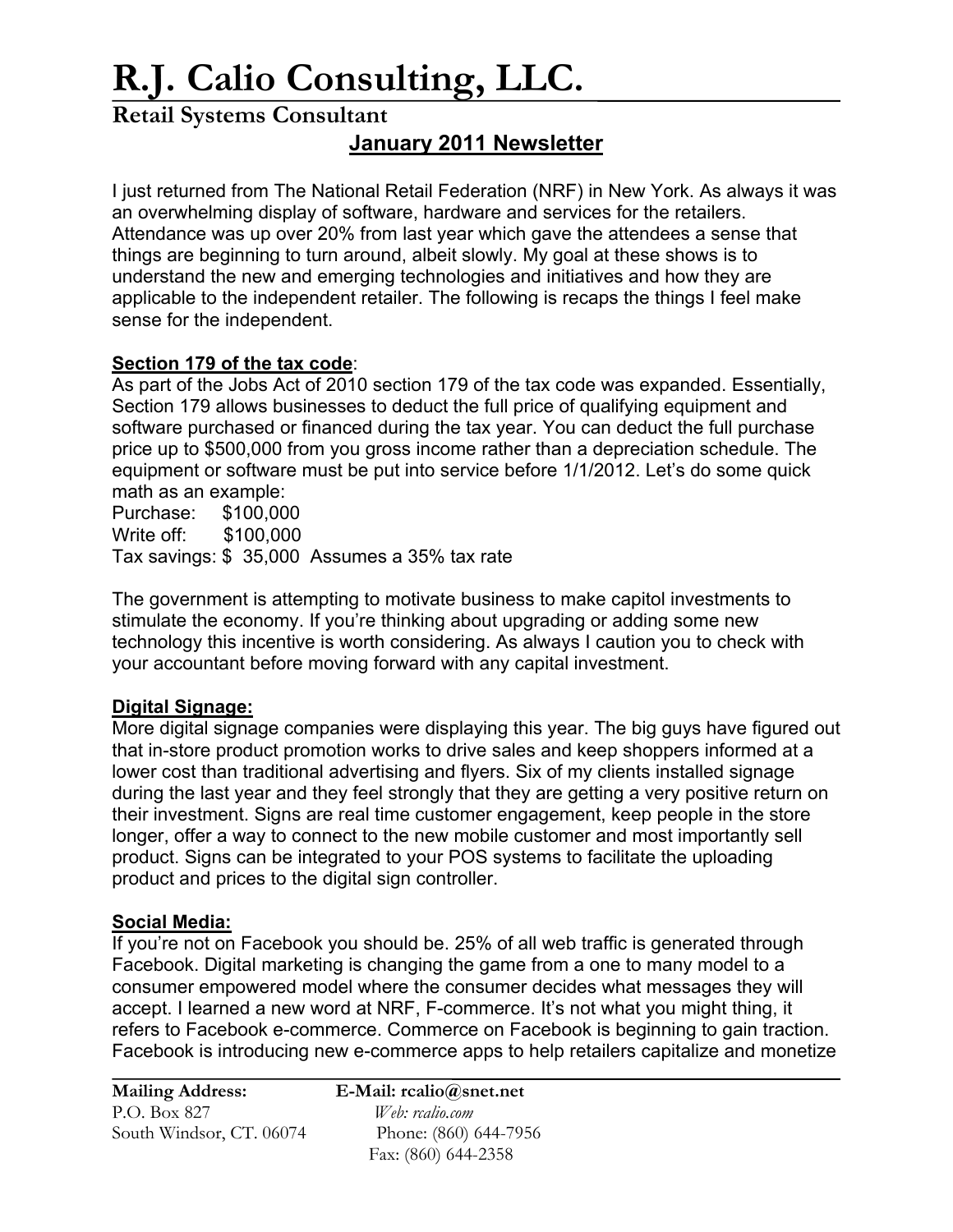# R.J. Calio Consulting, LLC.

## Retail Systems Consultant

### January 2011 Newsletter

I just returned from The National Retail Federation (NRF) in New York. As always it was an overwhelming display of software, hardware and services for the retailers. Attendance was up over 20% from last year which gave the attendees a sense that things are beginning to turn around, albeit slowly. My goal at these shows is to understand the new and emerging technologies and initiatives and how they are applicable to the independent retailer. The following is recaps the things I feel make sense for the independent.

**Section 179 of the tax code**:

As part of the Jobs Act of 2010 section 179 of the tax code was expanded. Essentially, Section 179 allows businesses to deduct the full price of qualifying equipment and software purchased or financed during the tax year. You can deduct the full purchase price up to $500,000 from you gross income rather than a depreciation schedule. The equipment or software must be put into service before 1/1/2012. Let's do some quick math as an example:

Purchase: $100,000
Write off: $100,000
Tax savings: $ 35,000 Assumes a 35% tax rate

The government is attempting to motivate business to make capitol investments to stimulate the economy. If you're thinking about upgrading or adding some new technology this incentive is worth considering. As always I caution you to check with your accountant before moving forward with any capital investment.

**Digital Signage:**

More digital signage companies were displaying this year. The big guys have figured out that in-store product promotion works to drive sales and keep shoppers informed at a lower cost than traditional advertising and flyers. Six of my clients installed signage during the last year and they feel strongly that they are getting a very positive return on their investment. Signs are real time customer engagement, keep people in the store longer, offer a way to connect to the new mobile customer and most importantly sell product. Signs can be integrated to your POS systems to facilitate the uploading product and prices to the digital sign controller.

**Social Media:**

If you're not on Facebook you should be. 25% of all web traffic is generated through Facebook. Digital marketing is changing the game from a one to many model to a consumer empowered model where the consumer decides what messages they will accept. I learned a new word at NRF, F-commerce. It's not what you might thing, it refers to Facebook e-commerce. Commerce on Facebook is beginning to gain traction. Facebook is introducing new e-commerce apps to help retailers capitalize and monetize

**Mailing Address:**
P.O. Box 827
South Windsor, CT. 06074

**E-Mail: rcalio@snet.net**
*Web: rcalio.com*
Phone: (860) 644-7956
Fax: (860) 644-2358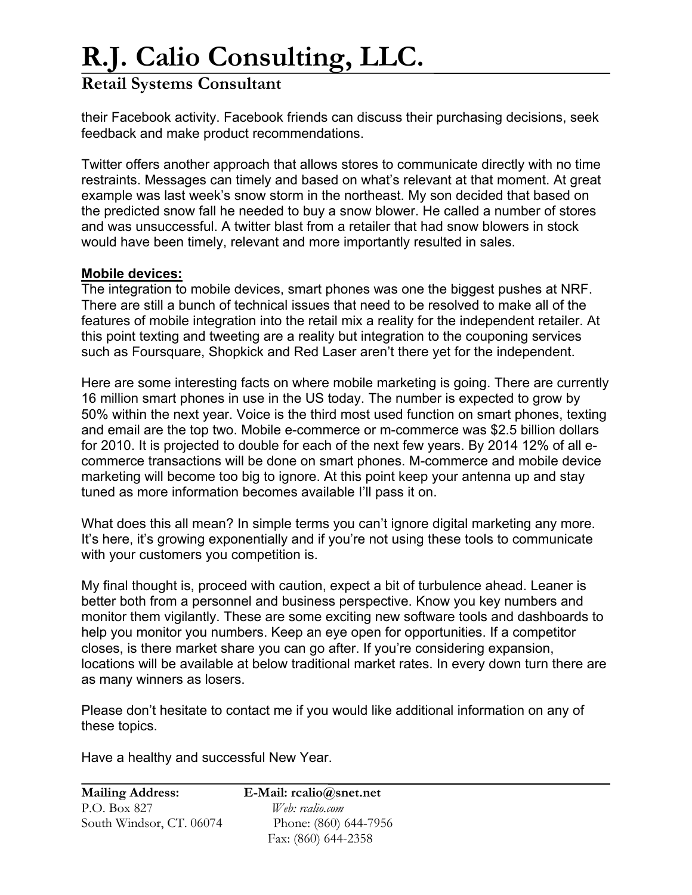their Facebook activity. Facebook friends can discuss their purchasing decisions, seek feedback and make product recommendations.

Twitter offers another approach that allows stores to communicate directly with no time restraints. Messages can timely and based on what's relevant at that moment. At great example was last week's snow storm in the northeast. My son decided that based on the predicted snow fall he needed to buy a snow blower. He called a number of stores and was unsuccessful. A twitter blast from a retailer that had snow blowers in stock would have been timely, relevant and more importantly resulted in sales.

**Mobile devices:**

The integration to mobile devices, smart phones was one the biggest pushes at NRF. There are still a bunch of technical issues that need to be resolved to make all of the features of mobile integration into the retail mix a reality for the independent retailer. At this point texting and tweeting are a reality but integration to the couponing services such as Foursquare, Shopkick and Red Laser aren't there yet for the independent.

Here are some interesting facts on where mobile marketing is going. There are currently 16 million smart phones in use in the US today. The number is expected to grow by 50% within the next year. Voice is the third most used function on smart phones, texting and email are the top two. Mobile e-commerce or m-commerce was $2.5 billion dollars for 2010. It is projected to double for each of the next few years. By 2014 12% of all e-commerce transactions will be done on smart phones. M-commerce and mobile device marketing will become too big to ignore. At this point keep your antenna up and stay tuned as more information becomes available I'll pass it on.

What does this all mean? In simple terms you can't ignore digital marketing any more. It's here, it's growing exponentially and if you're not using these tools to communicate with your customers you competition is.

My final thought is, proceed with caution, expect a bit of turbulence ahead. Leaner is better both from a personnel and business perspective. Know you key numbers and monitor them vigilantly. These are some exciting new software tools and dashboards to help you monitor you numbers. Keep an eye open for opportunities. If a competitor closes, is there market share you can go after. If you're considering expansion, locations will be available at below traditional market rates. In every down turn there are as many winners as losers.

Please don't hesitate to contact me if you would like additional information on any of these topics.

Have a healthy and successful New Year.